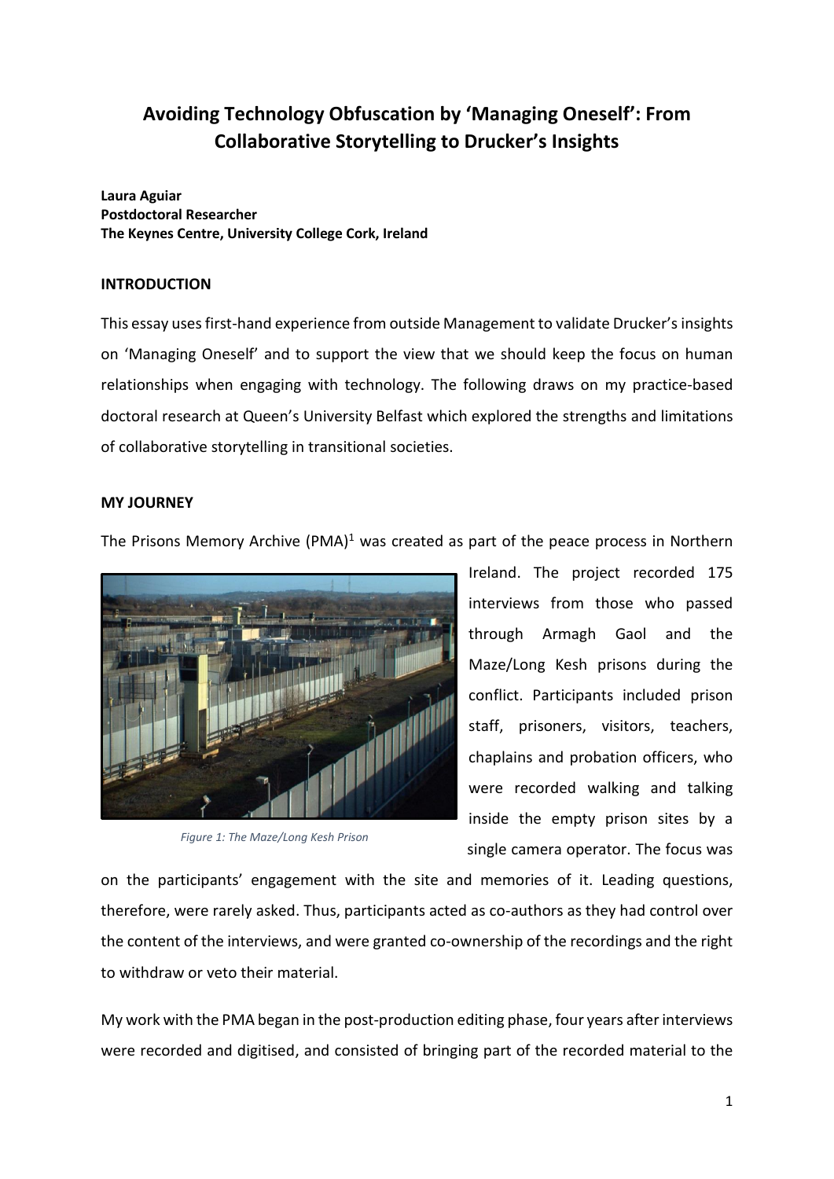# Avoiding Technology Obfuscation by 'Managing Oneself': From Collaborative Storytelling to Drucker's Insights

**Laura Aguiar**
**Postdoctoral Researcher**
**The Keynes Centre, University College Cork, Ireland**

## INTRODUCTION

This essay uses first-hand experience from outside Management to validate Drucker's insights on 'Managing Oneself' and to support the view that we should keep the focus on human relationships when engaging with technology. The following draws on my practice-based doctoral research at Queen's University Belfast which explored the strengths and limitations of collaborative storytelling in transitional societies.

## MY JOURNEY

The Prisons Memory Archive (PMA)[1] was created as part of the peace process in Northern Ireland. The project recorded 175 interviews from those who passed through Armagh Gaol and the Maze/Long Kesh prisons during the conflict. Participants included prison staff, prisoners, visitors, teachers, chaplains and probation officers, who were recorded walking and talking inside the empty prison sites by a single camera operator. The focus was on the participants' engagement with the site and memories of it. Leading questions, therefore, were rarely asked. Thus, participants acted as co-authors as they had control over the content of the interviews, and were granted co-ownership of the recordings and the right to withdraw or veto their material.

*Figure 1: The Maze/Long Kesh Prison*

My work with the PMA began in the post-production editing phase, four years after interviews were recorded and digitised, and consisted of bringing part of the recorded material to the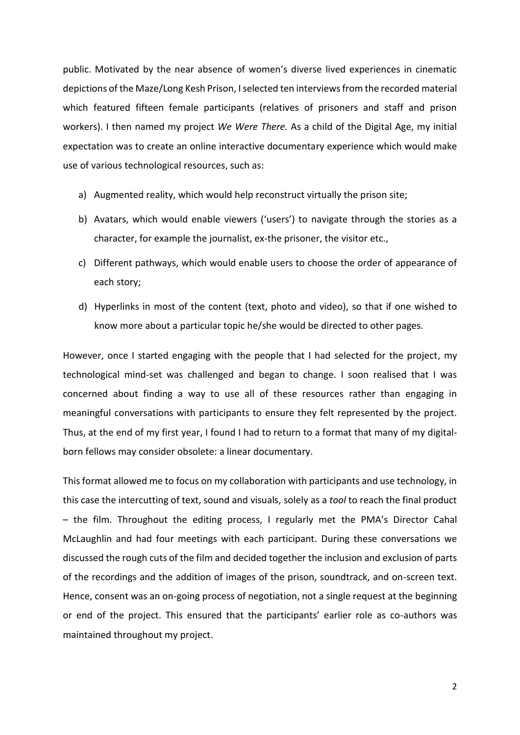public. Motivated by the near absence of women's diverse lived experiences in cinematic depictions of the Maze/Long Kesh Prison, I selected ten interviews from the recorded material which featured fifteen female participants (relatives of prisoners and staff and prison workers). I then named my project *We Were There.* As a child of the Digital Age, my initial expectation was to create an online interactive documentary experience which would make use of various technological resources, such as:

a) Augmented reality, which would help reconstruct virtually the prison site;

b) Avatars, which would enable viewers ('users') to navigate through the stories as a character, for example the journalist, ex-the prisoner, the visitor etc.,

c) Different pathways, which would enable users to choose the order of appearance of each story;

d) Hyperlinks in most of the content (text, photo and video), so that if one wished to know more about a particular topic he/she would be directed to other pages.

However, once I started engaging with the people that I had selected for the project, my technological mind-set was challenged and began to change. I soon realised that I was concerned about finding a way to use all of these resources rather than engaging in meaningful conversations with participants to ensure they felt represented by the project. Thus, at the end of my first year, I found I had to return to a format that many of my digital-born fellows may consider obsolete: a linear documentary.

This format allowed me to focus on my collaboration with participants and use technology, in this case the intercutting of text, sound and visuals, solely as a *tool* to reach the final product – the film. Throughout the editing process, I regularly met the PMA's Director Cahal McLaughlin and had four meetings with each participant. During these conversations we discussed the rough cuts of the film and decided together the inclusion and exclusion of parts of the recordings and the addition of images of the prison, soundtrack, and on-screen text. Hence, consent was an on-going process of negotiation, not a single request at the beginning or end of the project. This ensured that the participants' earlier role as co-authors was maintained throughout my project.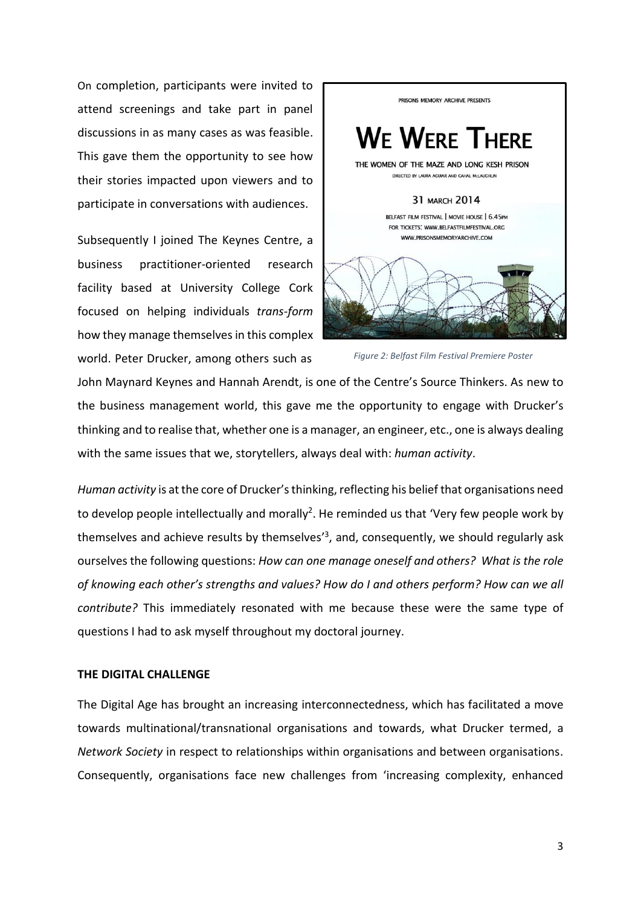On completion, participants were invited to attend screenings and take part in panel discussions in as many cases as was feasible. This gave them the opportunity to see how their stories impacted upon viewers and to participate in conversations with audiences.

Subsequently I joined The Keynes Centre, a business practitioner-oriented research facility based at University College Cork focused on helping individuals *trans-form* how they manage themselves in this complex world. Peter Drucker, among others such as John Maynard Keynes and Hannah Arendt, is one of the Centre's Source Thinkers. As new to the business management world, this gave me the opportunity to engage with Drucker's thinking and to realise that, whether one is a manager, an engineer, etc., one is always dealing with the same issues that we, storytellers, always deal with: *human activity*.

*Figure 2: Belfast Film Festival Premiere Poster*

*Human activity* is at the core of Drucker's thinking, reflecting his belief that organisations need to develop people intellectually and morally[2]. He reminded us that 'Very few people work by themselves and achieve results by themselves'[3], and, consequently, we should regularly ask ourselves the following questions: *How can one manage oneself and others? What is the role of knowing each other's strengths and values? How do I and others perform? How can we all contribute?* This immediately resonated with me because these were the same type of questions I had to ask myself throughout my doctoral journey.

**THE DIGITAL CHALLENGE**

The Digital Age has brought an increasing interconnectedness, which has facilitated a move towards multinational/transnational organisations and towards, what Drucker termed, a *Network Society* in respect to relationships within organisations and between organisations. Consequently, organisations face new challenges from 'increasing complexity, enhanced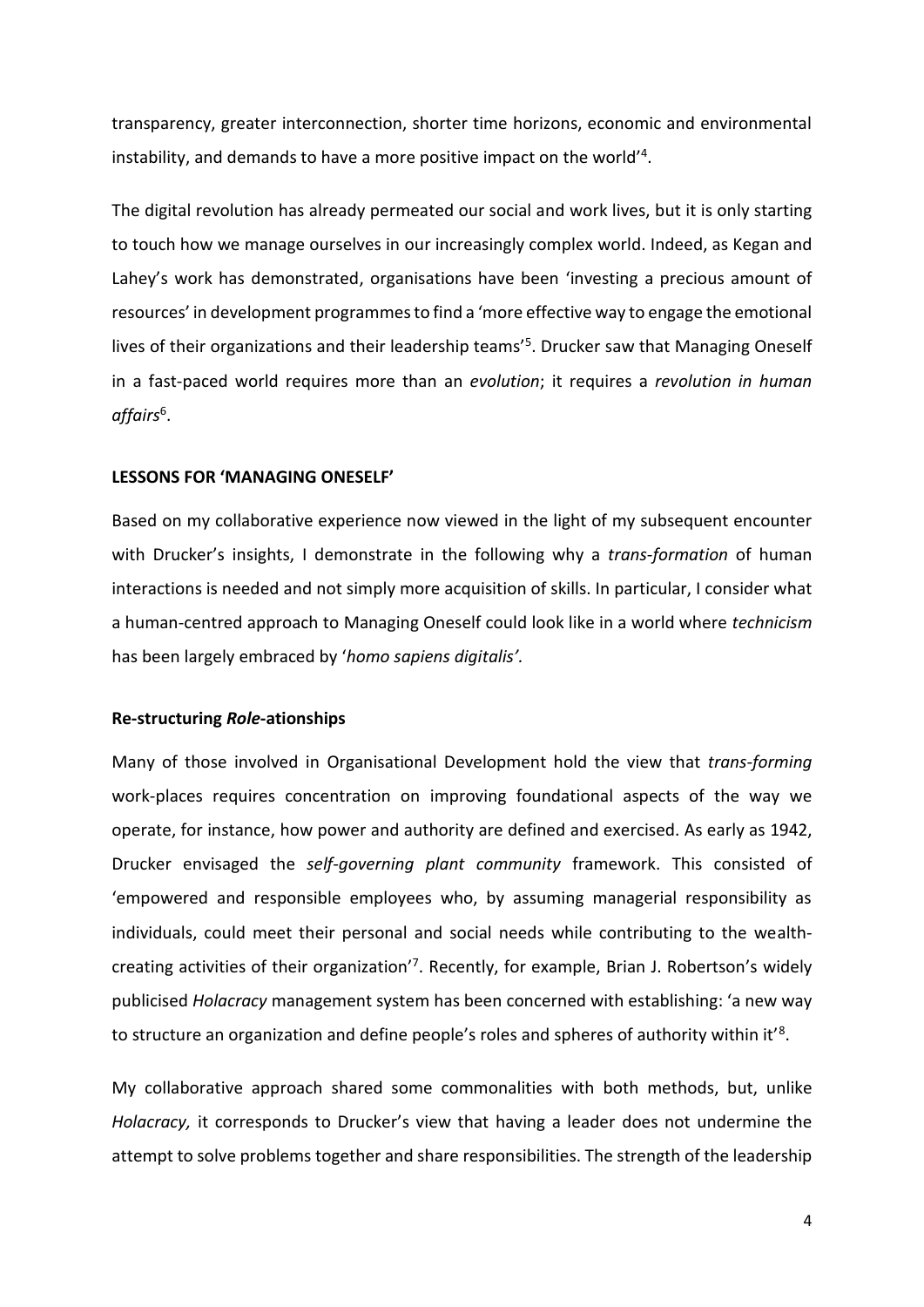transparency, greater interconnection, shorter time horizons, economic and environmental instability, and demands to have a more positive impact on the world'[4].

The digital revolution has already permeated our social and work lives, but it is only starting to touch how we manage ourselves in our increasingly complex world. Indeed, as Kegan and Lahey's work has demonstrated, organisations have been 'investing a precious amount of resources' in development programmes to find a 'more effective way to engage the emotional lives of their organizations and their leadership teams'[5]. Drucker saw that Managing Oneself in a fast-paced world requires more than an *evolution*; it requires a *revolution in human affairs*[6].

**LESSONS FOR 'MANAGING ONESELF'**

Based on my collaborative experience now viewed in the light of my subsequent encounter with Drucker's insights, I demonstrate in the following why a *trans-formation* of human interactions is needed and not simply more acquisition of skills. In particular, I consider what a human-centred approach to Managing Oneself could look like in a world where *technicism* has been largely embraced by '*homo sapiens digitalis'.*

**Re-structuring *Role*-ationships**

Many of those involved in Organisational Development hold the view that *trans-forming* work-places requires concentration on improving foundational aspects of the way we operate, for instance, how power and authority are defined and exercised. As early as 1942, Drucker envisaged the *self-governing plant community* framework. This consisted of 'empowered and responsible employees who, by assuming managerial responsibility as individuals, could meet their personal and social needs while contributing to the wealth-creating activities of their organization'[7]. Recently, for example, Brian J. Robertson's widely publicised *Holacracy* management system has been concerned with establishing: 'a new way to structure an organization and define people's roles and spheres of authority within it'[8].

My collaborative approach shared some commonalities with both methods, but, unlike *Holacracy,* it corresponds to Drucker's view that having a leader does not undermine the attempt to solve problems together and share responsibilities. The strength of the leadership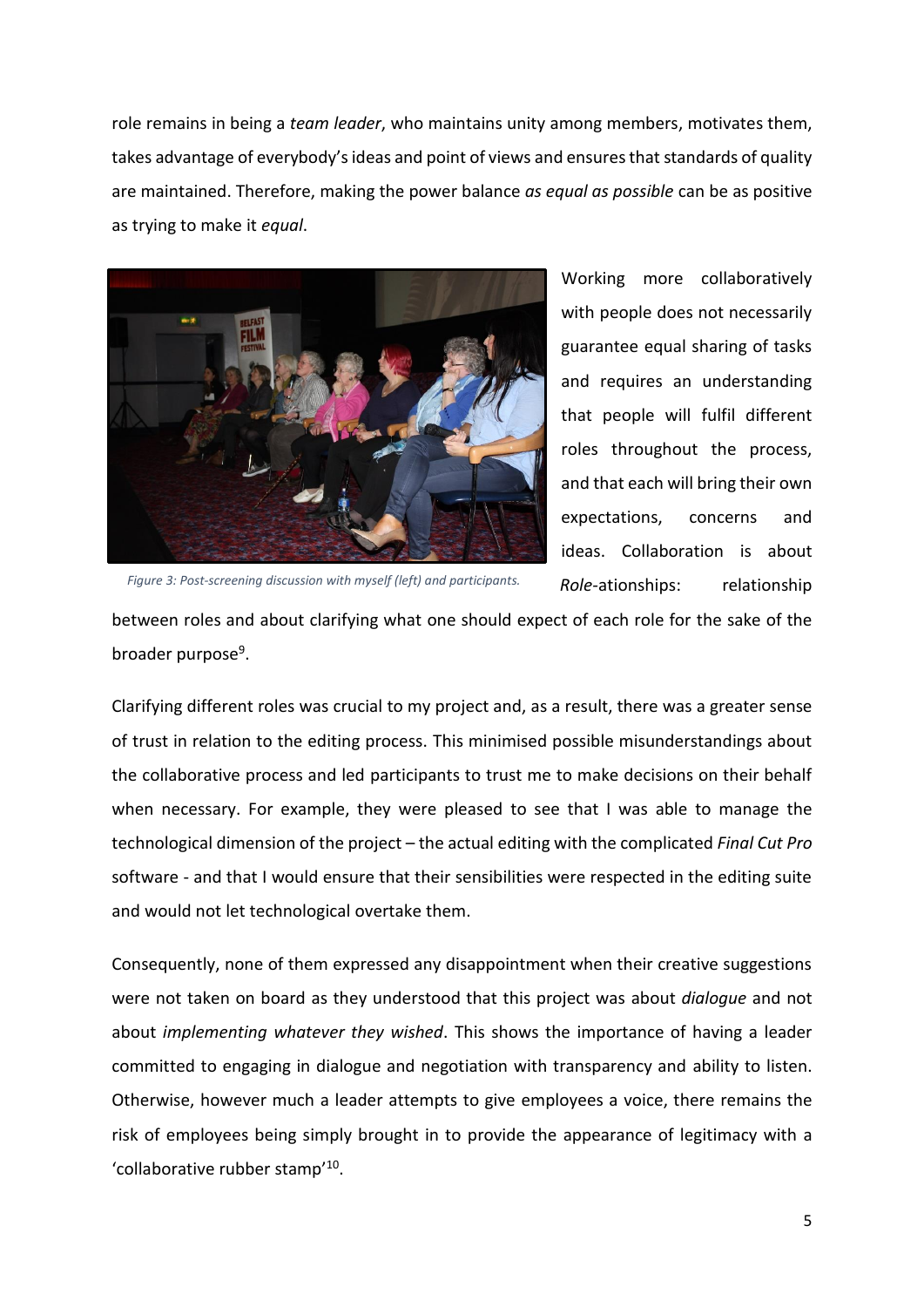role remains in being a *team leader*, who maintains unity among members, motivates them, takes advantage of everybody's ideas and point of views and ensures that standards of quality are maintained. Therefore, making the power balance *as equal as possible* can be as positive as trying to make it *equal*.

*Figure 3: Post-screening discussion with myself (left) and participants.*

Working more collaboratively with people does not necessarily guarantee equal sharing of tasks and requires an understanding that people will fulfil different roles throughout the process, and that each will bring their own expectations, concerns and ideas. Collaboration is about *Role*-ationships: relationship between roles and about clarifying what one should expect of each role for the sake of the broader purpose[9].

Clarifying different roles was crucial to my project and, as a result, there was a greater sense of trust in relation to the editing process. This minimised possible misunderstandings about the collaborative process and led participants to trust me to make decisions on their behalf when necessary. For example, they were pleased to see that I was able to manage the technological dimension of the project – the actual editing with the complicated *Final Cut Pro* software - and that I would ensure that their sensibilities were respected in the editing suite and would not let technological overtake them.

Consequently, none of them expressed any disappointment when their creative suggestions were not taken on board as they understood that this project was about *dialogue* and not about *implementing whatever they wished*. This shows the importance of having a leader committed to engaging in dialogue and negotiation with transparency and ability to listen. Otherwise, however much a leader attempts to give employees a voice, there remains the risk of employees being simply brought in to provide the appearance of legitimacy with a 'collaborative rubber stamp'[10].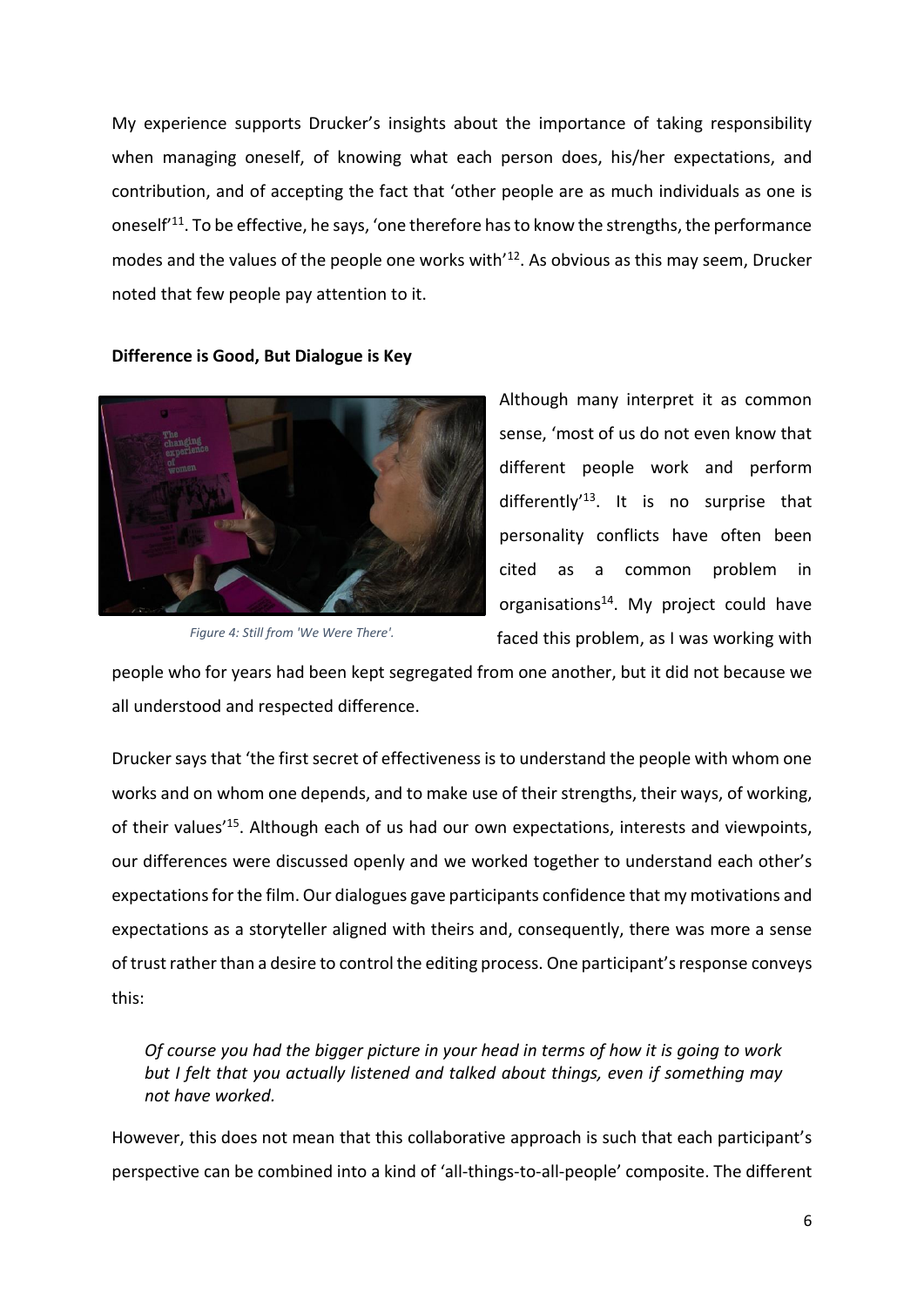My experience supports Drucker's insights about the importance of taking responsibility when managing oneself, of knowing what each person does, his/her expectations, and contribution, and of accepting the fact that 'other people are as much individuals as one is oneself'[11]. To be effective, he says, 'one therefore has to know the strengths, the performance modes and the values of the people one works with'[12]. As obvious as this may seem, Drucker noted that few people pay attention to it.

**Difference is Good, But Dialogue is Key**

*Figure 4: Still from 'We Were There'.*

Although many interpret it as common sense, 'most of us do not even know that different people work and perform differently'[13]. It is no surprise that personality conflicts have often been cited as a common problem in organisations[14]. My project could have faced this problem, as I was working with people who for years had been kept segregated from one another, but it did not because we all understood and respected difference.

Drucker says that 'the first secret of effectiveness is to understand the people with whom one works and on whom one depends, and to make use of their strengths, their ways, of working, of their values'[15]. Although each of us had our own expectations, interests and viewpoints, our differences were discussed openly and we worked together to understand each other's expectations for the film. Our dialogues gave participants confidence that my motivations and expectations as a storyteller aligned with theirs and, consequently, there was more a sense of trust rather than a desire to control the editing process. One participant's response conveys this:

> *Of course you had the bigger picture in your head in terms of how it is going to work but I felt that you actually listened and talked about things, even if something may not have worked.*

However, this does not mean that this collaborative approach is such that each participant's perspective can be combined into a kind of 'all-things-to-all-people' composite. The different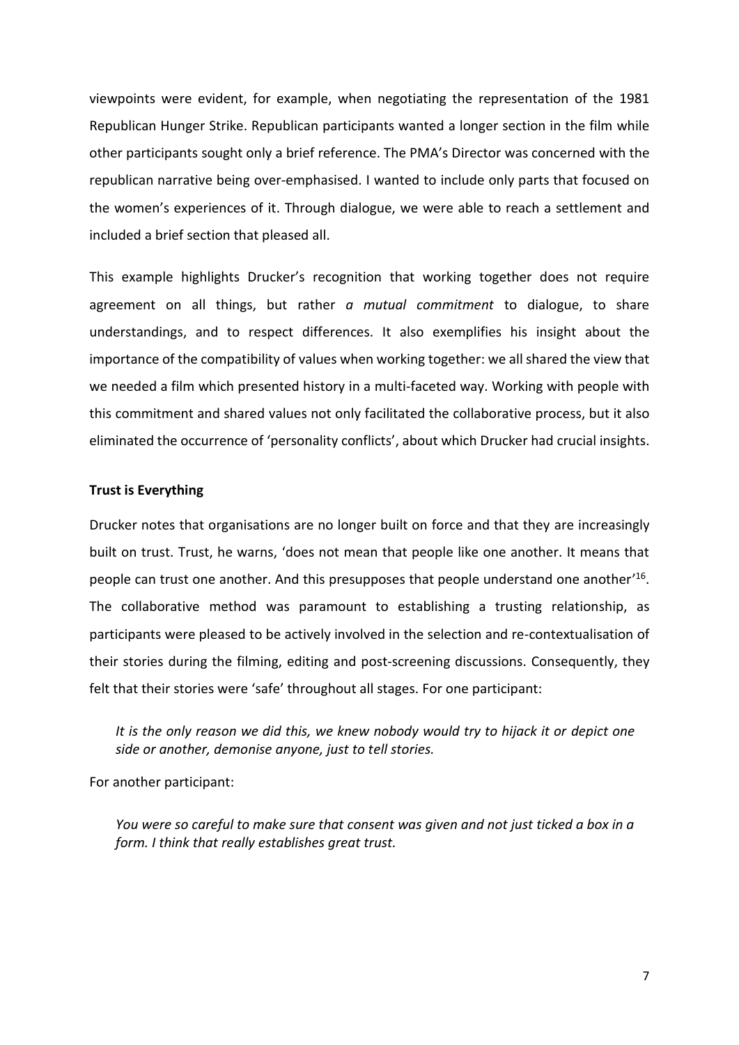viewpoints were evident, for example, when negotiating the representation of the 1981 Republican Hunger Strike. Republican participants wanted a longer section in the film while other participants sought only a brief reference. The PMA's Director was concerned with the republican narrative being over-emphasised. I wanted to include only parts that focused on the women's experiences of it. Through dialogue, we were able to reach a settlement and included a brief section that pleased all.

This example highlights Drucker's recognition that working together does not require agreement on all things, but rather *a mutual commitment* to dialogue, to share understandings, and to respect differences. It also exemplifies his insight about the importance of the compatibility of values when working together: we all shared the view that we needed a film which presented history in a multi-faceted way. Working with people with this commitment and shared values not only facilitated the collaborative process, but it also eliminated the occurrence of 'personality conflicts', about which Drucker had crucial insights.

**Trust is Everything**

Drucker notes that organisations are no longer built on force and that they are increasingly built on trust. Trust, he warns, 'does not mean that people like one another. It means that people can trust one another. And this presupposes that people understand one another'[16]. The collaborative method was paramount to establishing a trusting relationship, as participants were pleased to be actively involved in the selection and re-contextualisation of their stories during the filming, editing and post-screening discussions. Consequently, they felt that their stories were 'safe' throughout all stages. For one participant:

> *It is the only reason we did this, we knew nobody would try to hijack it or depict one side or another, demonise anyone, just to tell stories.*

For another participant:

> *You were so careful to make sure that consent was given and not just ticked a box in a form. I think that really establishes great trust.*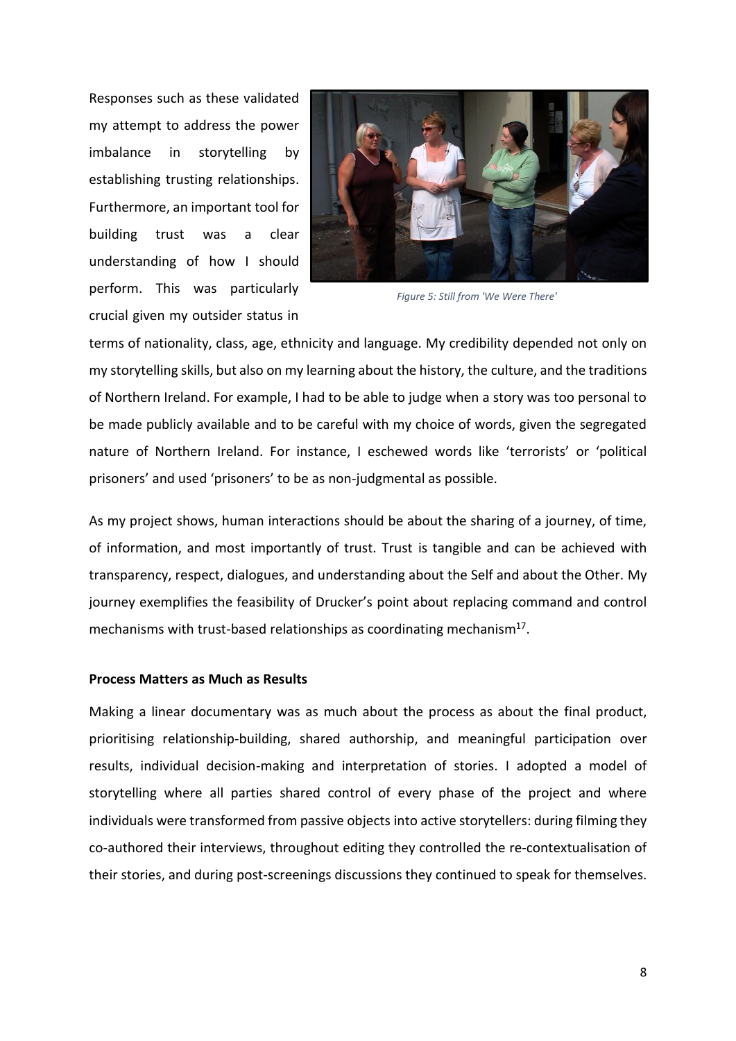Responses such as these validated my attempt to address the power imbalance in storytelling by establishing trusting relationships. Furthermore, an important tool for building trust was a clear understanding of how I should perform. This was particularly crucial given my outsider status in terms of nationality, class, age, ethnicity and language. My credibility depended not only on my storytelling skills, but also on my learning about the history, the culture, and the traditions of Northern Ireland. For example, I had to be able to judge when a story was too personal to be made publicly available and to be careful with my choice of words, given the segregated nature of Northern Ireland. For instance, I eschewed words like 'terrorists' or 'political prisoners' and used 'prisoners' to be as non-judgmental as possible.

*Figure 5: Still from 'We Were There'*

As my project shows, human interactions should be about the sharing of a journey, of time, of information, and most importantly of trust. Trust is tangible and can be achieved with transparency, respect, dialogues, and understanding about the Self and about the Other. My journey exemplifies the feasibility of Drucker's point about replacing command and control mechanisms with trust-based relationships as coordinating mechanism[17].

**Process Matters as Much as Results**

Making a linear documentary was as much about the process as about the final product, prioritising relationship-building, shared authorship, and meaningful participation over results, individual decision-making and interpretation of stories. I adopted a model of storytelling where all parties shared control of every phase of the project and where individuals were transformed from passive objects into active storytellers: during filming they co-authored their interviews, throughout editing they controlled the re-contextualisation of their stories, and during post-screenings discussions they continued to speak for themselves.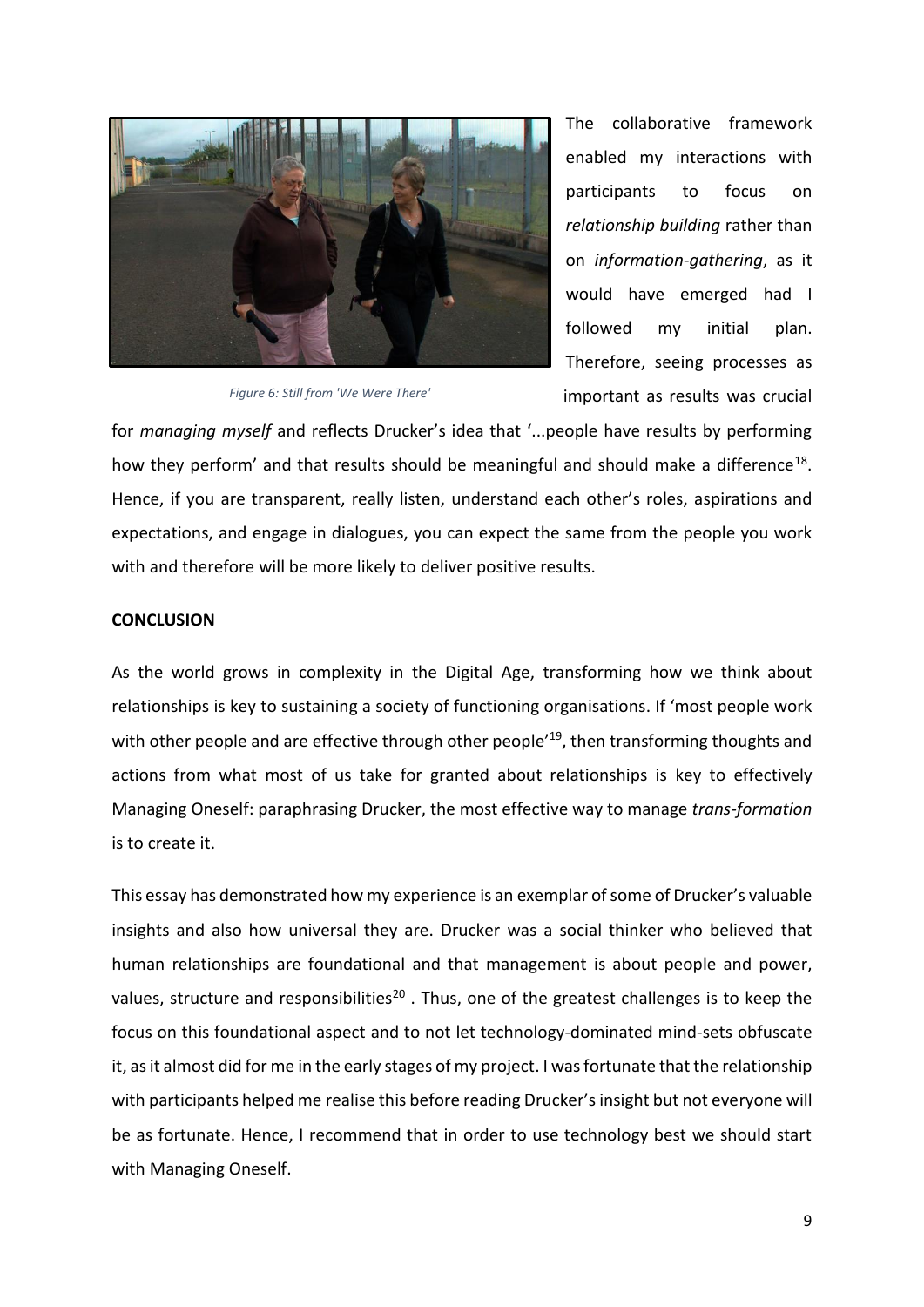Figure 6: Still from 'We Were There'

The collaborative framework enabled my interactions with participants to focus on *relationship building* rather than on *information-gathering*, as it would have emerged had I followed my initial plan. Therefore, seeing processes as important as results was crucial for *managing myself* and reflects Drucker's idea that '...people have results by performing how they perform' and that results should be meaningful and should make a difference[18]. Hence, if you are transparent, really listen, understand each other's roles, aspirations and expectations, and engage in dialogues, you can expect the same from the people you work with and therefore will be more likely to deliver positive results.

**CONCLUSION**

As the world grows in complexity in the Digital Age, transforming how we think about relationships is key to sustaining a society of functioning organisations. If 'most people work with other people and are effective through other people'[19], then transforming thoughts and actions from what most of us take for granted about relationships is key to effectively Managing Oneself: paraphrasing Drucker, the most effective way to manage *trans-formation* is to create it.

This essay has demonstrated how my experience is an exemplar of some of Drucker's valuable insights and also how universal they are. Drucker was a social thinker who believed that human relationships are foundational and that management is about people and power, values, structure and responsibilities[20] . Thus, one of the greatest challenges is to keep the focus on this foundational aspect and to not let technology-dominated mind-sets obfuscate it, as it almost did for me in the early stages of my project. I was fortunate that the relationship with participants helped me realise this before reading Drucker's insight but not everyone will be as fortunate. Hence, I recommend that in order to use technology best we should start with Managing Oneself.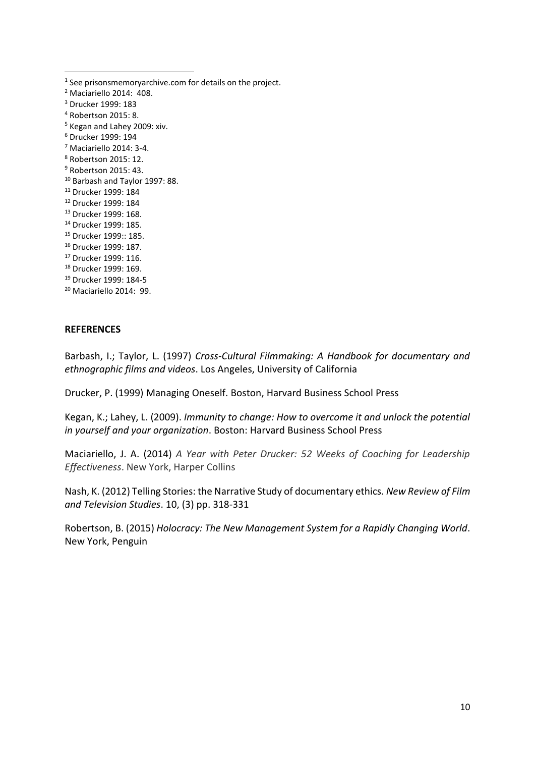[1] See prisonsmemoryarchive.com for details on the project.

[2] Maciariello 2014: 408.

[3] Drucker 1999: 183

[4] Robertson 2015: 8.

[5] Kegan and Lahey 2009: xiv.

[6] Drucker 1999: 194

[7] Maciariello 2014: 3-4.

[8] Robertson 2015: 12.

[9] Robertson 2015: 43.

[10] Barbash and Taylor 1997: 88.

[11] Drucker 1999: 184

[12] Drucker 1999: 184

[13] Drucker 1999: 168.

[14] Drucker 1999: 185.

[15] Drucker 1999:: 185.

[16] Drucker 1999: 187.

[17] Drucker 1999: 116.

[18] Drucker 1999: 169.

[19] Drucker 1999: 184-5

[20] Maciariello 2014: 99.

## REFERENCES

Barbash, I.; Taylor, L. (1997) *Cross-Cultural Filmmaking: A Handbook for documentary and ethnographic films and videos*. Los Angeles, University of California

Drucker, P. (1999) Managing Oneself. Boston, Harvard Business School Press

Kegan, K.; Lahey, L. (2009). *Immunity to change: How to overcome it and unlock the potential in yourself and your organization*. Boston: Harvard Business School Press

Maciariello, J. A. (2014) *A Year with Peter Drucker: 52 Weeks of Coaching for Leadership Effectiveness*. New York, Harper Collins

Nash, K. (2012) Telling Stories: the Narrative Study of documentary ethics. *New Review of Film and Television Studies*. 10, (3) pp. 318-331

Robertson, B. (2015) *Holocracy: The New Management System for a Rapidly Changing World*. New York, Penguin